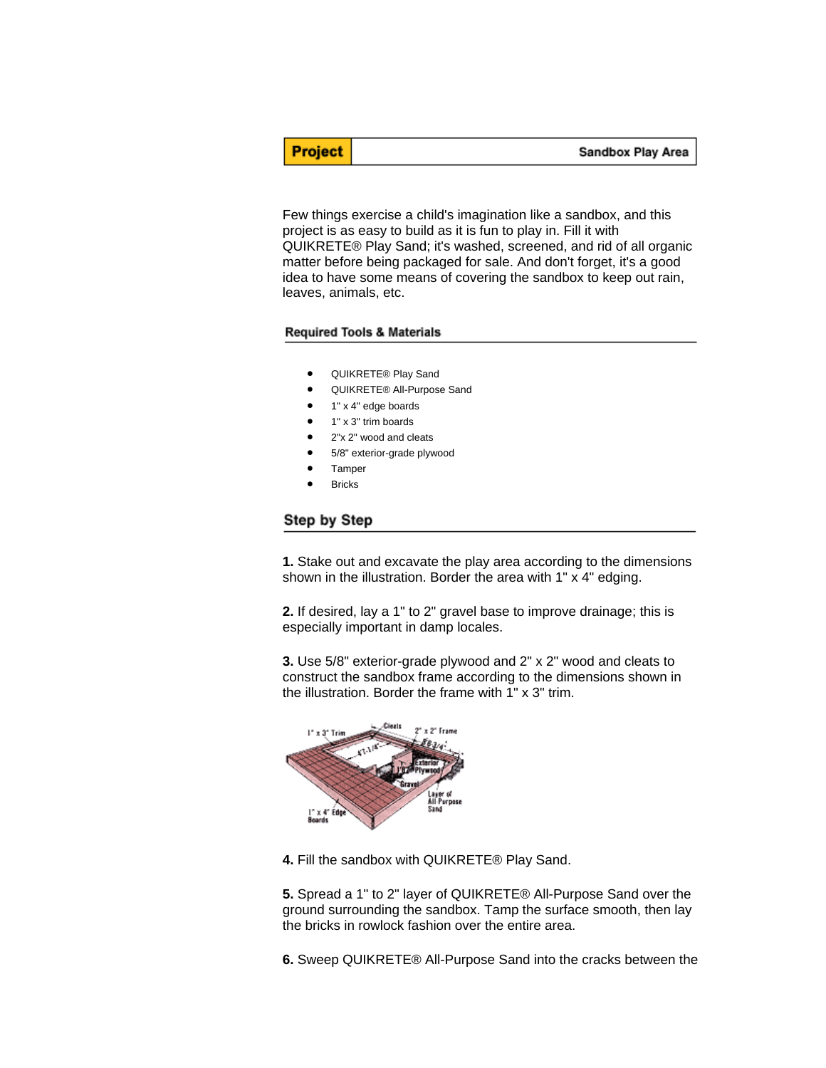**Project** | **Sandbox Play Area**

Few things exercise a child's imagination like a sandbox, and this project is as easy to build as it is fun to play in. Fill it with QUIKRETE® Play Sand; it's washed, screened, and rid of all organic matter before being packaged for sale. And don't forget, it's a good idea to have some means of covering the sandbox to keep out rain, leaves, animals, etc.

### Required Tools & Materials

- QUIKRETE® Play Sand
- QUIKRETE® All-Purpose Sand
- 1" x 4" edge boards
- 1" x 3" trim boards
- 2"x 2" wood and cleats
- 5/8" exterior-grade plywood
- Tamper
- Bricks

## Step by Step

**1.** Stake out and excavate the play area according to the dimensions shown in the illustration. Border the area with 1" x 4" edging.

**2.** If desired, lay a 1" to 2" gravel base to improve drainage; this is especially important in damp locales.

**3.** Use 5/8" exterior-grade plywood and 2" x 2" wood and cleats to construct the sandbox frame according to the dimensions shown in the illustration. Border the frame with 1" x 3" trim.

**4.** Fill the sandbox with QUIKRETE® Play Sand.

**5.** Spread a 1" to 2" layer of QUIKRETE® All-Purpose Sand over the ground surrounding the sandbox. Tamp the surface smooth, then lay the bricks in rowlock fashion over the entire area.

**6.** Sweep QUIKRETE® All-Purpose Sand into the cracks between the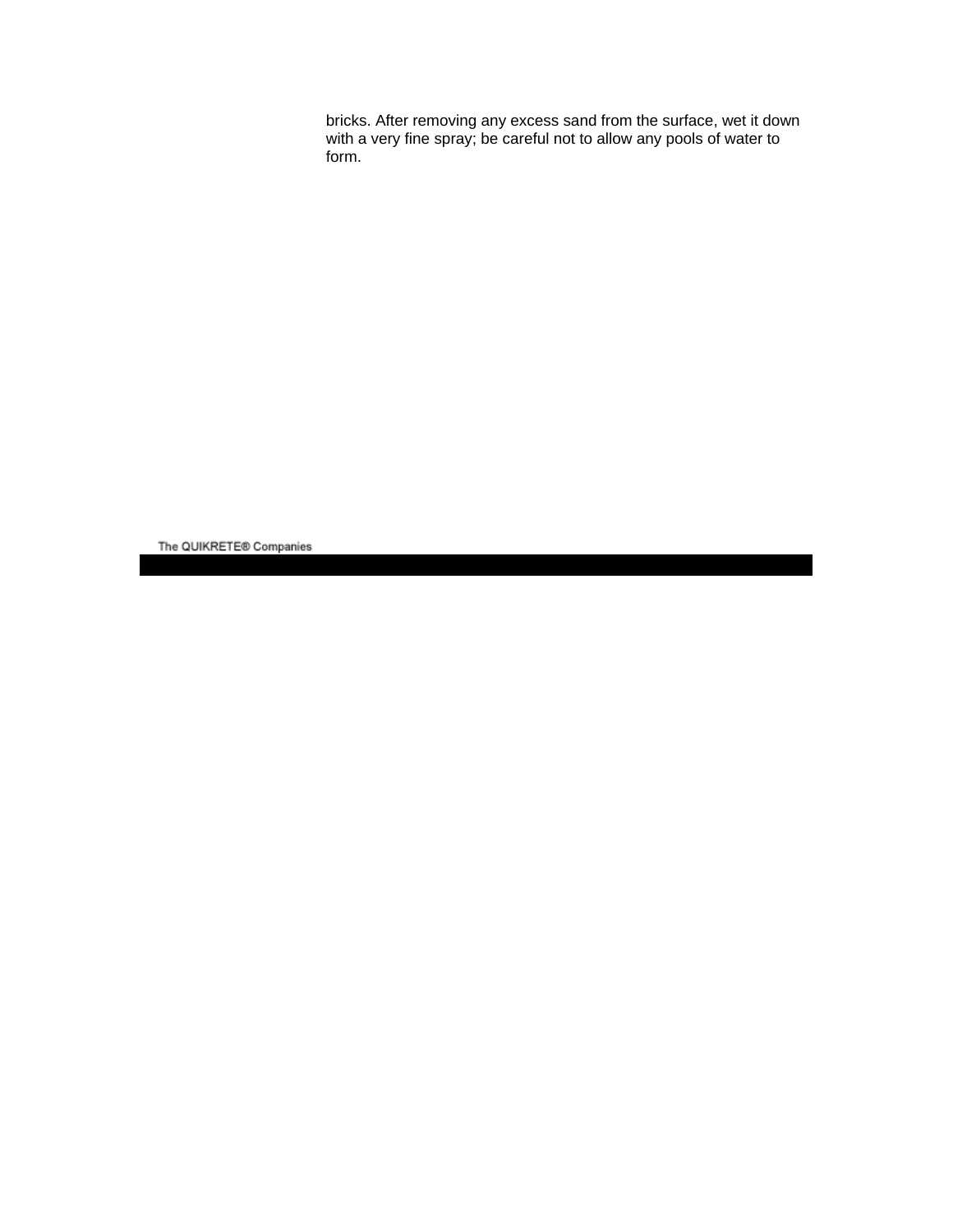bricks. After removing any excess sand from the surface, wet it down with a very fine spray; be careful not to allow any pools of water to form.